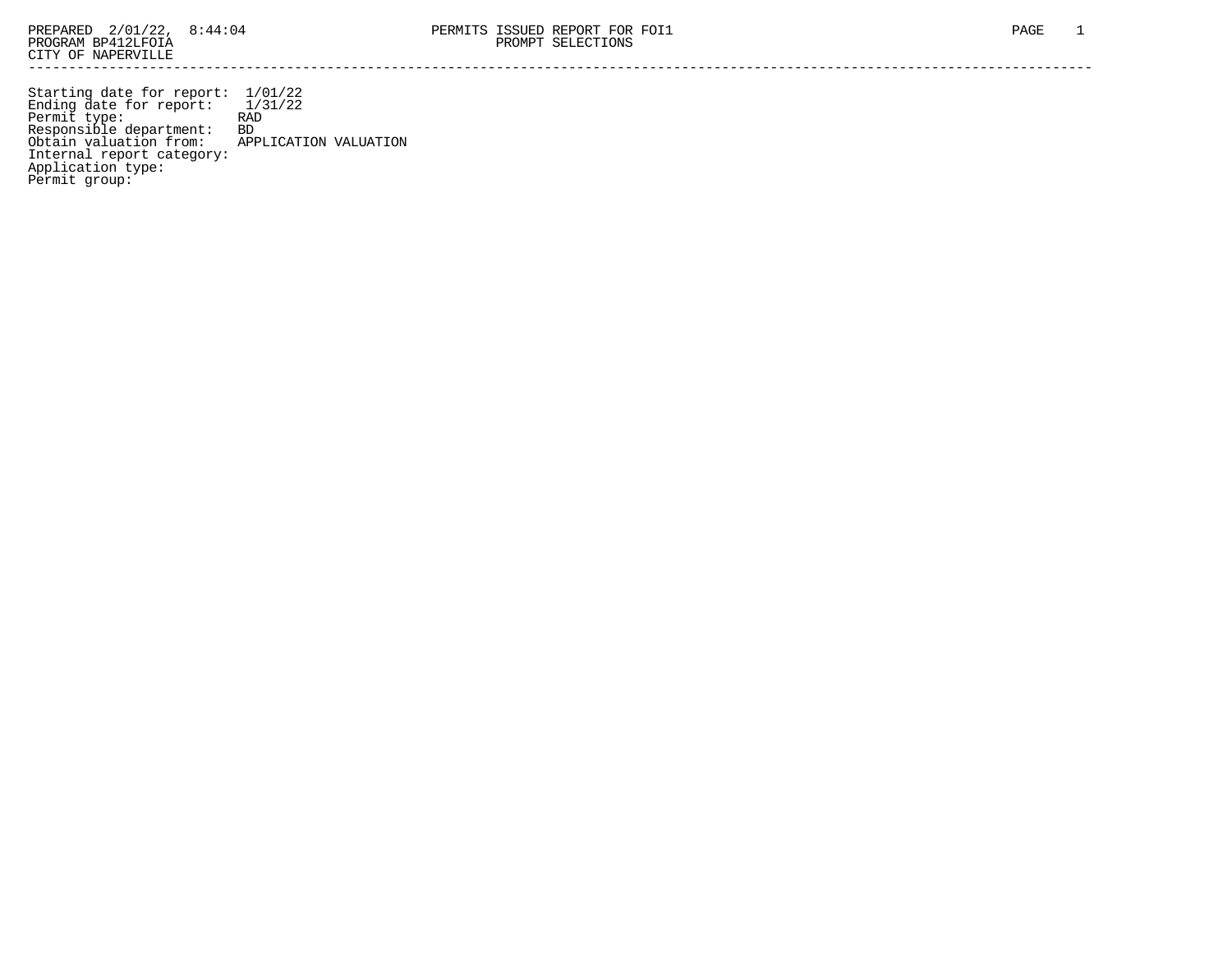PREPARED 2/01/22, 8:44:04
PROGRAM BP412LFOIA
CITY OF NAPERVILLE

PERMITS ISSUED REPORT FOR FOI1
PROMPT SELECTIONS

---

Starting date for report: 1/01/22
Ending date for report: 1/31/22
Permit type: RAD
Responsible department: BD
Obtain valuation from: APPLICATION VALUATION
Internal report category:
Application type:
Permit group: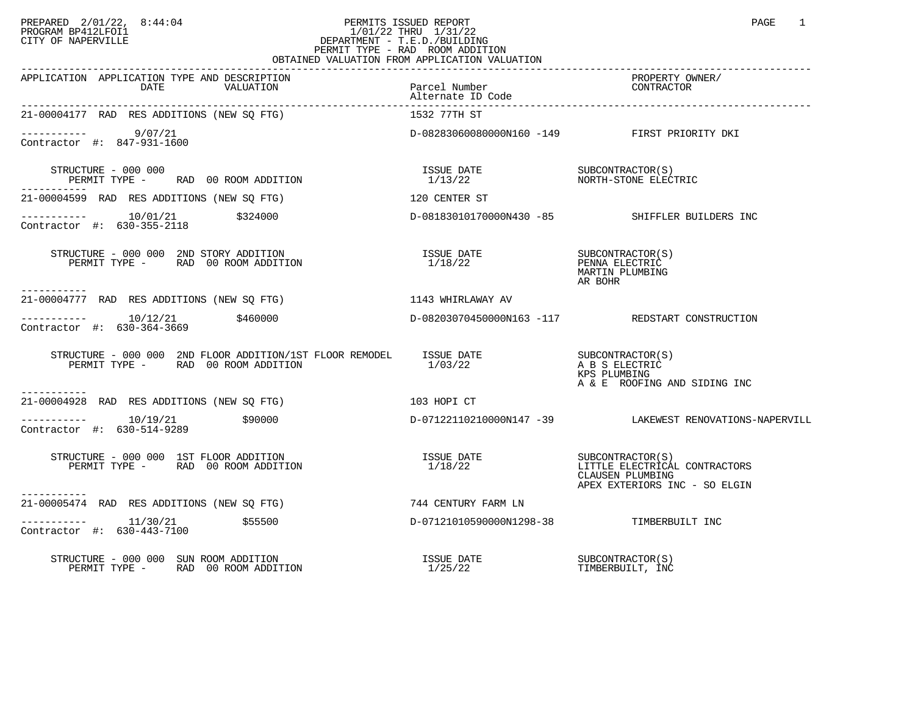PREPARED 2/01/22, 8:44:04
PROGRAM BP412LFOI1
CITY OF NAPERVILLE

# PERMITS ISSUED REPORT

1/01/22 THRU 1/31/22
DEPARTMENT - T.E.D./BUILDING
PERMIT TYPE - RAD ROOM ADDITION
OBTAINED VALUATION FROM APPLICATION VALUATION

| APPLICATION | APPLICATION TYPE AND DESCRIPTION / DATE / VALUATION | Parcel Number / Alternate ID Code | PROPERTY OWNER/ CONTRACTOR |
|---|---|---|---|
| 21-00004177 | RAD RES ADDITIONS (NEW SQ FTG) | 1532 77TH ST | |
| | 9/07/21 | D-08283060080000N160 -149 | FIRST PRIORITY DKI |
| Contractor #: 847-931-1600 | | | |
| | STRUCTURE - 000 000<br>PERMIT TYPE - RAD 00 ROOM ADDITION | ISSUE DATE 1/13/22 | SUBCONTRACTOR(S)<br>NORTH-STONE ELECTRIC |
| 21-00004599 | RAD RES ADDITIONS (NEW SQ FTG) | 120 CENTER ST | |
| | 10/01/21 $324000 | D-08183010170000N430 -85 | SHIFFLER BUILDERS INC |
| Contractor #: 630-355-2118 | | | |
| | STRUCTURE - 000 000 2ND STORY ADDITION<br>PERMIT TYPE - RAD 00 ROOM ADDITION | ISSUE DATE 1/18/22 | SUBCONTRACTOR(S)<br>PENNA ELECTRIC<br>MARTIN PLUMBING<br>AR BOHR |
| 21-00004777 | RAD RES ADDITIONS (NEW SQ FTG) | 1143 WHIRLAWAY AV | |
| | 10/12/21 $460000 | D-08203070450000N163 -117 | REDSTART CONSTRUCTION |
| Contractor #: 630-364-3669 | | | |
| | STRUCTURE - 000 000 2ND FLOOR ADDITION/1ST FLOOR REMODEL<br>PERMIT TYPE - RAD 00 ROOM ADDITION | ISSUE DATE 1/03/22 | SUBCONTRACTOR(S)<br>A B S ELECTRIC<br>KPS PLUMBING<br>A & E ROOFING AND SIDING INC |
| 21-00004928 | RAD RES ADDITIONS (NEW SQ FTG) | 103 HOPI CT | |
| | 10/19/21 $90000 | D-07122110210000N147 -39 | LAKEWEST RENOVATIONS-NAPERVILL |
| Contractor #: 630-514-9289 | | | |
| | STRUCTURE - 000 000 1ST FLOOR ADDITION<br>PERMIT TYPE - RAD 00 ROOM ADDITION | ISSUE DATE 1/18/22 | SUBCONTRACTOR(S)<br>LITTLE ELECTRICAL CONTRACTORS<br>CLAUSEN PLUMBING<br>APEX EXTERIORS INC - SO ELGIN |
| 21-00005474 | RAD RES ADDITIONS (NEW SQ FTG) | 744 CENTURY FARM LN | |
| | 11/30/21 $55500 | D-07121010590000N1298-38 | TIMBERBUILT INC |
| Contractor #: 630-443-7100 | | | |
| | STRUCTURE - 000 000 SUN ROOM ADDITION<br>PERMIT TYPE - RAD 00 ROOM ADDITION | ISSUE DATE 1/25/22 | SUBCONTRACTOR(S)<br>TIMBERBUILT, INC |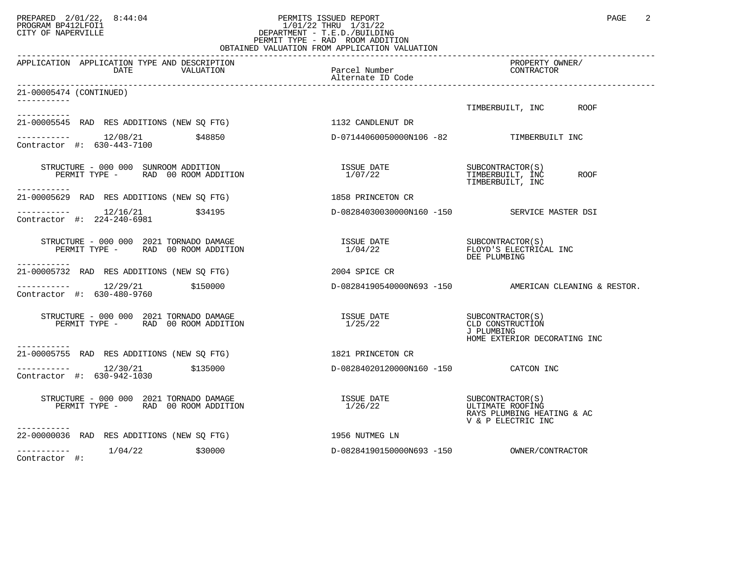PREPARED 2/01/22, 8:44:04
PROGRAM BP412LFOI1
CITY OF NAPERVILLE

PERMITS ISSUED REPORT
1/01/22 THRU 1/31/22
DEPARTMENT - T.E.D./BUILDING
PERMIT TYPE - RAD ROOM ADDITION
OBTAINED VALUATION FROM APPLICATION VALUATION

| APPLICATION | APPLICATION TYPE AND DESCRIPTION DATE VALUATION | Parcel Number Alternate ID Code | PROPERTY OWNER/ CONTRACTOR |
|---|---|---|---|
| 21-00005474 (CONTINUED) | | | |
| | | | TIMBERBUILT, INC ROOF |
| 21-00005545 | RAD RES ADDITIONS (NEW SQ FTG) | 1132 CANDLENUT DR | |
| | 12/08/21 $48850 | D-07144060050000N106 -82 | TIMBERBUILT INC |
| Contractor #: 630-443-7100 | | | |
| | STRUCTURE - 000 000 SUNROOM ADDITION<br>PERMIT TYPE - RAD 00 ROOM ADDITION | ISSUE DATE 1/07/22 | SUBCONTRACTOR(S)<br>TIMBERBUILT, INC ROOF<br>TIMBERBUILT, INC |
| 21-00005629 | RAD RES ADDITIONS (NEW SQ FTG) | 1858 PRINCETON CR | |
| | 12/16/21 $34195 | D-08284030030000N160 -150 | SERVICE MASTER DSI |
| Contractor #: 224-240-6981 | | | |
| | STRUCTURE - 000 000 2021 TORNADO DAMAGE<br>PERMIT TYPE - RAD 00 ROOM ADDITION | ISSUE DATE 1/04/22 | SUBCONTRACTOR(S)<br>FLOYD'S ELECTRICAL INC<br>DEE PLUMBING |
| 21-00005732 | RAD RES ADDITIONS (NEW SQ FTG) | 2004 SPICE CR | |
| | 12/29/21 $150000 | D-08284190540000N693 -150 | AMERICAN CLEANING & RESTOR. |
| Contractor #: 630-480-9760 | | | |
| | STRUCTURE - 000 000 2021 TORNADO DAMAGE<br>PERMIT TYPE - RAD 00 ROOM ADDITION | ISSUE DATE 1/25/22 | SUBCONTRACTOR(S)<br>CLD CONSTRUCTION<br>J PLUMBING<br>HOME EXTERIOR DECORATING INC |
| 21-00005755 | RAD RES ADDITIONS (NEW SQ FTG) | 1821 PRINCETON CR | |
| | 12/30/21 $135000 | D-08284020120000N160 -150 | CATCON INC |
| Contractor #: 630-942-1030 | | | |
| | STRUCTURE - 000 000 2021 TORNADO DAMAGE<br>PERMIT TYPE - RAD 00 ROOM ADDITION | ISSUE DATE 1/26/22 | SUBCONTRACTOR(S)<br>ULTIMATE ROOFING<br>RAYS PLUMBING HEATING & AC<br>V & P ELECTRIC INC |
| 22-00000036 | RAD RES ADDITIONS (NEW SQ FTG) | 1956 NUTMEG LN | |
| | 1/04/22 $30000 | D-08284190150000N693 -150 | OWNER/CONTRACTOR |
| Contractor #: | | | |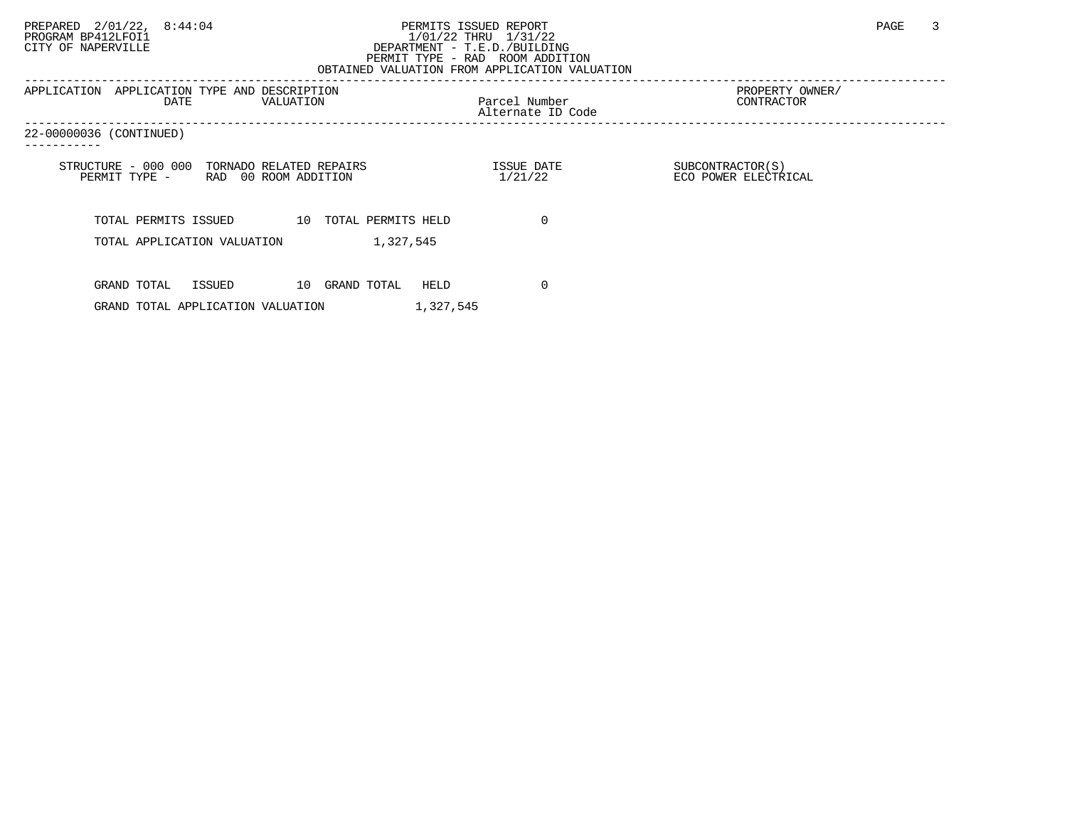PERMITS ISSUED REPORT
1/01/22 THRU 1/31/22
DEPARTMENT - T.E.D./BUILDING
PERMIT TYPE - RAD ROOM ADDITION
OBTAINED VALUATION FROM APPLICATION VALUATION

| APPLICATION | APPLICATION TYPE AND DESCRIPTION DATE VALUATION | Parcel Number Alternate ID Code | PROPERTY OWNER/ CONTRACTOR |
|---|---|---|---|

22-00000036 (CONTINUED)

STRUCTURE - 000 000 TORNADO RELATED REPAIRS
PERMIT TYPE - RAD 00 ROOM ADDITION

ISSUE DATE 1/21/22

SUBCONTRACTOR(S)
ECO POWER ELECTRICAL

TOTAL PERMITS ISSUED 10 TOTAL PERMITS HELD 0

TOTAL APPLICATION VALUATION 1,327,545

GRAND TOTAL ISSUED 10 GRAND TOTAL HELD 0

GRAND TOTAL APPLICATION VALUATION 1,327,545